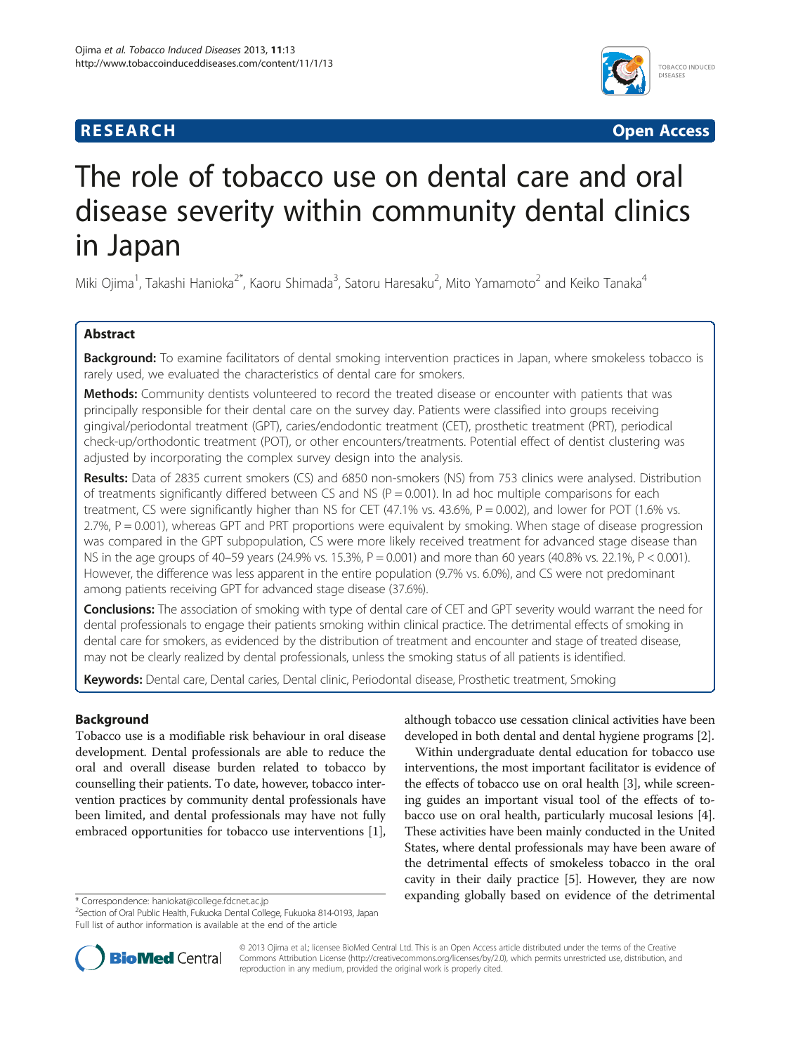**RESEARCH** **Open Access**

# The role of tobacco use on dental care and oral disease severity within community dental clinics in Japan

Miki Ojima[1], Takashi Hanioka[2*], Kaoru Shimada[3], Satoru Haresaku[2], Mito Yamamoto[2] and Keiko Tanaka[4]

## Abstract

**Background:** To examine facilitators of dental smoking intervention practices in Japan, where smokeless tobacco is rarely used, we evaluated the characteristics of dental care for smokers.

**Methods:** Community dentists volunteered to record the treated disease or encounter with patients that was principally responsible for their dental care on the survey day. Patients were classified into groups receiving gingival/periodontal treatment (GPT), caries/endodontic treatment (CET), prosthetic treatment (PRT), periodical check-up/orthodontic treatment (POT), or other encounters/treatments. Potential effect of dentist clustering was adjusted by incorporating the complex survey design into the analysis.

**Results:** Data of 2835 current smokers (CS) and 6850 non-smokers (NS) from 753 clinics were analysed. Distribution of treatments significantly differed between CS and NS ($P = 0.001$). In ad hoc multiple comparisons for each treatment, CS were significantly higher than NS for CET (47.1% vs. 43.6%, $P = 0.002$), and lower for POT (1.6% vs. 2.7%, $P = 0.001$), whereas GPT and PRT proportions were equivalent by smoking. When stage of disease progression was compared in the GPT subpopulation, CS were more likely received treatment for advanced stage disease than NS in the age groups of 40–59 years (24.9% vs. 15.3%, $P = 0.001$) and more than 60 years (40.8% vs. 22.1%, $P < 0.001$). However, the difference was less apparent in the entire population (9.7% vs. 6.0%), and CS were not predominant among patients receiving GPT for advanced stage disease (37.6%).

**Conclusions:** The association of smoking with type of dental care of CET and GPT severity would warrant the need for dental professionals to engage their patients smoking within clinical practice. The detrimental effects of smoking in dental care for smokers, as evidenced by the distribution of treatment and encounter and stage of treated disease, may not be clearly realized by dental professionals, unless the smoking status of all patients is identified.

**Keywords:** Dental care, Dental caries, Dental clinic, Periodontal disease, Prosthetic treatment, Smoking

## Background

Tobacco use is a modifiable risk behaviour in oral disease development. Dental professionals are able to reduce the oral and overall disease burden related to tobacco by counselling their patients. To date, however, tobacco intervention practices by community dental professionals have been limited, and dental professionals may have not fully embraced opportunities for tobacco use interventions [1], although tobacco use cessation clinical activities have been developed in both dental and dental hygiene programs [2].

Within undergraduate dental education for tobacco use interventions, the most important facilitator is evidence of the effects of tobacco use on oral health [3], while screening guides an important visual tool of the effects of tobacco use on oral health, particularly mucosal lesions [4]. These activities have been mainly conducted in the United States, where dental professionals may have been aware of the detrimental effects of smokeless tobacco in the oral cavity in their daily practice [5]. However, they are now expanding globally based on evidence of the detrimental

\* Correspondence: haniokat@college.fdcnet.ac.jp
[2]Section of Oral Public Health, Fukuoka Dental College, Fukuoka 814-0193, Japan
Full list of author information is available at the end of the article

© 2013 Ojima et al.; licensee BioMed Central Ltd. This is an Open Access article distributed under the terms of the Creative Commons Attribution License (http://creativecommons.org/licenses/by/2.0), which permits unrestricted use, distribution, and reproduction in any medium, provided the original work is properly cited.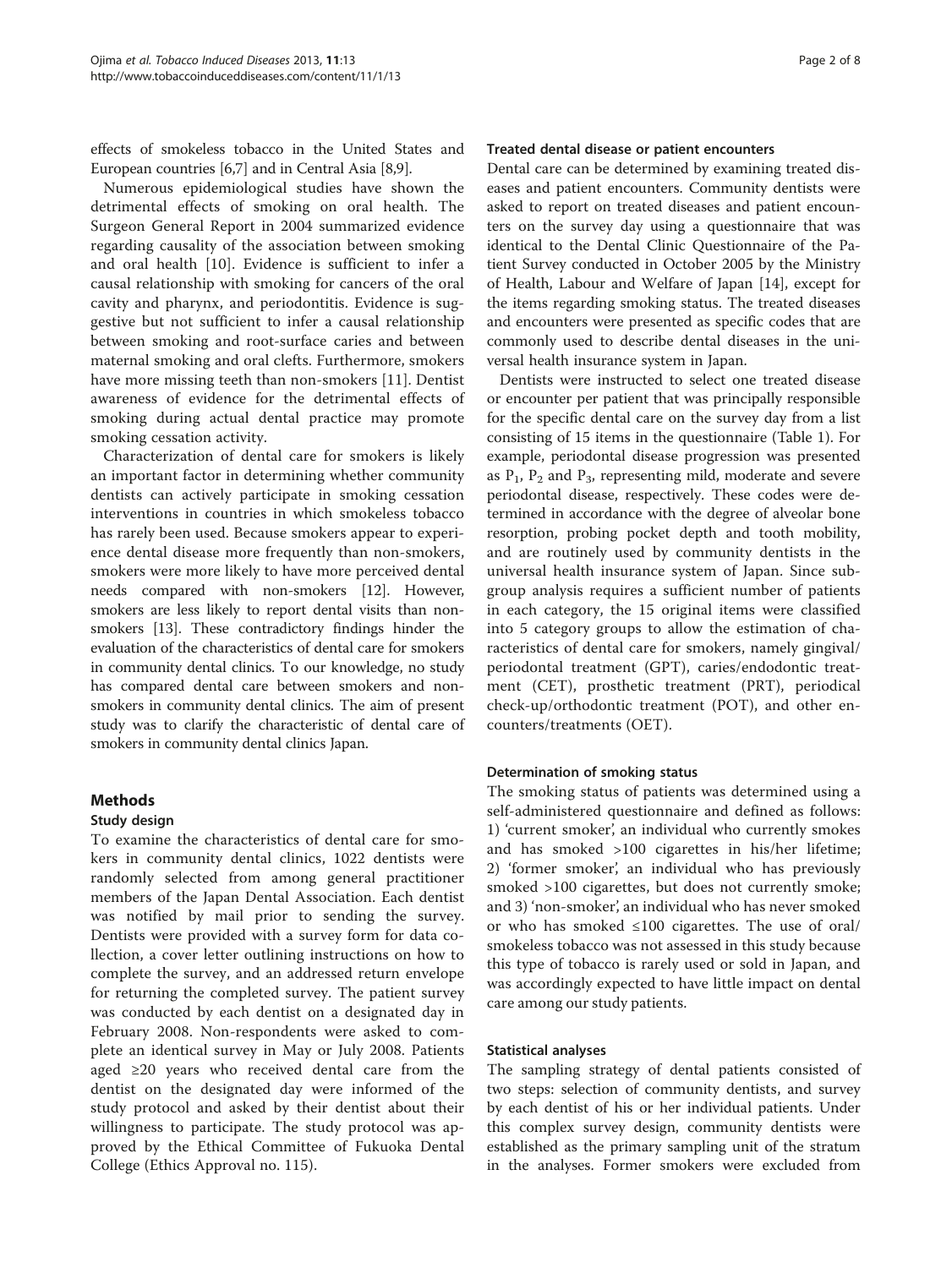effects of smokeless tobacco in the United States and European countries [6,7] and in Central Asia [8,9].

Numerous epidemiological studies have shown the detrimental effects of smoking on oral health. The Surgeon General Report in 2004 summarized evidence regarding causality of the association between smoking and oral health [10]. Evidence is sufficient to infer a causal relationship with smoking for cancers of the oral cavity and pharynx, and periodontitis. Evidence is suggestive but not sufficient to infer a causal relationship between smoking and root-surface caries and between maternal smoking and oral clefts. Furthermore, smokers have more missing teeth than non-smokers [11]. Dentist awareness of evidence for the detrimental effects of smoking during actual dental practice may promote smoking cessation activity.

Characterization of dental care for smokers is likely an important factor in determining whether community dentists can actively participate in smoking cessation interventions in countries in which smokeless tobacco has rarely been used. Because smokers appear to experience dental disease more frequently than non-smokers, smokers were more likely to have more perceived dental needs compared with non-smokers [12]. However, smokers are less likely to report dental visits than non-smokers [13]. These contradictory findings hinder the evaluation of the characteristics of dental care for smokers in community dental clinics. To our knowledge, no study has compared dental care between smokers and non-smokers in community dental clinics. The aim of present study was to clarify the characteristic of dental care of smokers in community dental clinics Japan.

## Methods

### Study design

To examine the characteristics of dental care for smokers in community dental clinics, 1022 dentists were randomly selected from among general practitioner members of the Japan Dental Association. Each dentist was notified by mail prior to sending the survey. Dentists were provided with a survey form for data collection, a cover letter outlining instructions on how to complete the survey, and an addressed return envelope for returning the completed survey. The patient survey was conducted by each dentist on a designated day in February 2008. Non-respondents were asked to complete an identical survey in May or July 2008. Patients aged ≥20 years who received dental care from the dentist on the designated day were informed of the study protocol and asked by their dentist about their willingness to participate. The study protocol was approved by the Ethical Committee of Fukuoka Dental College (Ethics Approval no. 115).

### Treated dental disease or patient encounters

Dental care can be determined by examining treated diseases and patient encounters. Community dentists were asked to report on treated diseases and patient encounters on the survey day using a questionnaire that was identical to the Dental Clinic Questionnaire of the Patient Survey conducted in October 2005 by the Ministry of Health, Labour and Welfare of Japan [14], except for the items regarding smoking status. The treated diseases and encounters were presented as specific codes that are commonly used to describe dental diseases in the universal health insurance system in Japan.

Dentists were instructed to select one treated disease or encounter per patient that was principally responsible for the specific dental care on the survey day from a list consisting of 15 items in the questionnaire (Table 1). For example, periodontal disease progression was presented as $P_1$, $P_2$ and $P_3$, representing mild, moderate and severe periodontal disease, respectively. These codes were determined in accordance with the degree of alveolar bone resorption, probing pocket depth and tooth mobility, and are routinely used by community dentists in the universal health insurance system of Japan. Since subgroup analysis requires a sufficient number of patients in each category, the 15 original items were classified into 5 category groups to allow the estimation of characteristics of dental care for smokers, namely gingival/periodontal treatment (GPT), caries/endodontic treatment (CET), prosthetic treatment (PRT), periodical check-up/orthodontic treatment (POT), and other encounters/treatments (OET).

### Determination of smoking status

The smoking status of patients was determined using a self-administered questionnaire and defined as follows: 1) 'current smoker', an individual who currently smokes and has smoked >100 cigarettes in his/her lifetime; 2) 'former smoker', an individual who has previously smoked >100 cigarettes, but does not currently smoke; and 3) 'non-smoker', an individual who has never smoked or who has smoked ≤100 cigarettes. The use of oral/smokeless tobacco was not assessed in this study because this type of tobacco is rarely used or sold in Japan, and was accordingly expected to have little impact on dental care among our study patients.

### Statistical analyses

The sampling strategy of dental patients consisted of two steps: selection of community dentists, and survey by each dentist of his or her individual patients. Under this complex survey design, community dentists were established as the primary sampling unit of the stratum in the analyses. Former smokers were excluded from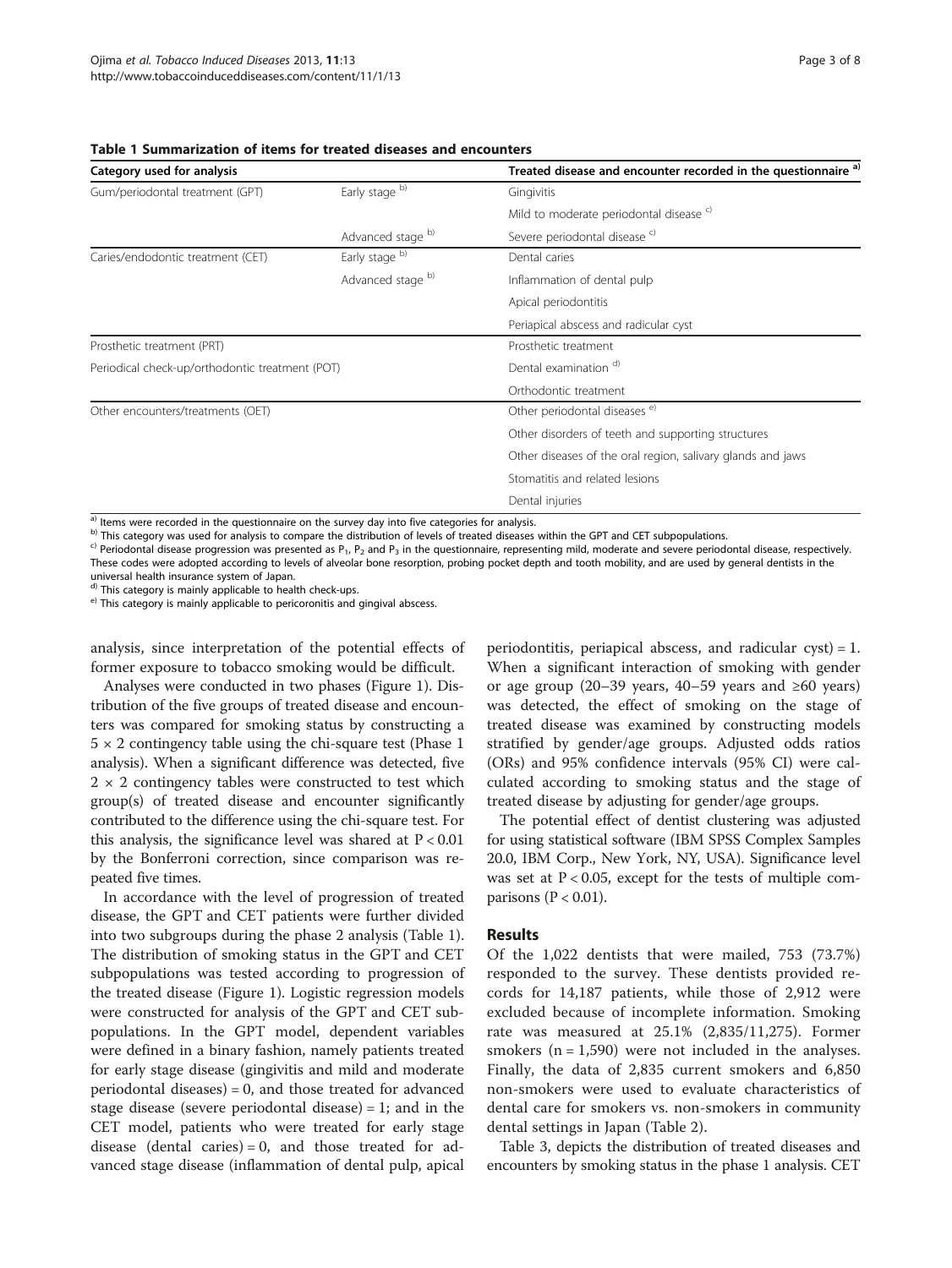**Table 1 Summarization of items for treated diseases and encounters**

| Category used for analysis | | Treated disease and encounter recorded in the questionnaire [a] |
|---|---|---|
| Gum/periodontal treatment (GPT) | Early stage [b] | Gingivitis |
| | | Mild to moderate periodontal disease [c] |
| | Advanced stage [b] | Severe periodontal disease [c] |
| Caries/endodontic treatment (CET) | Early stage [b] | Dental caries |
| | Advanced stage [b] | Inflammation of dental pulp |
| | | Apical periodontitis |
| | | Periapical abscess and radicular cyst |
| Prosthetic treatment (PRT) | | Prosthetic treatment |
| Periodical check-up/orthodontic treatment (POT) | | Dental examination [d] |
| | | Orthodontic treatment |
| Other encounters/treatments (OET) | | Other periodontal diseases [e] |
| | | Other disorders of teeth and supporting structures |
| | | Other diseases of the oral region, salivary glands and jaws |
| | | Stomatitis and related lesions |
| | | Dental injuries |

[a] Items were recorded in the questionnaire on the survey day into five categories for analysis.
[b] This category was used for analysis to compare the distribution of levels of treated diseases within the GPT and CET subpopulations.
[c] Periodontal disease progression was presented as $P_1$, $P_2$ and $P_3$ in the questionnaire, representing mild, moderate and severe periodontal disease, respectively. These codes were adopted according to levels of alveolar bone resorption, probing pocket depth and tooth mobility, and are used by general dentists in the universal health insurance system of Japan.
[d] This category is mainly applicable to health check-ups.
[e] This category is mainly applicable to pericoronitis and gingival abscess.

analysis, since interpretation of the potential effects of former exposure to tobacco smoking would be difficult.

Analyses were conducted in two phases (Figure 1). Distribution of the five groups of treated disease and encounters was compared for smoking status by constructing a 5 × 2 contingency table using the chi-square test (Phase 1 analysis). When a significant difference was detected, five 2 × 2 contingency tables were constructed to test which group(s) of treated disease and encounter significantly contributed to the difference using the chi-square test. For this analysis, the significance level was shared at $P < 0.01$ by the Bonferroni correction, since comparison was repeated five times.

In accordance with the level of progression of treated disease, the GPT and CET patients were further divided into two subgroups during the phase 2 analysis (Table 1). The distribution of smoking status in the GPT and CET subpopulations was tested according to progression of the treated disease (Figure 1). Logistic regression models were constructed for analysis of the GPT and CET subpopulations. In the GPT model, dependent variables were defined in a binary fashion, namely patients treated for early stage disease (gingivitis and mild and moderate periodontal diseases) = 0, and those treated for advanced stage disease (severe periodontal disease) = 1; and in the CET model, patients who were treated for early stage disease (dental caries) = 0, and those treated for advanced stage disease (inflammation of dental pulp, apical periodontitis, periapical abscess, and radicular cyst) = 1. When a significant interaction of smoking with gender or age group (20–39 years, 40–59 years and ≥60 years) was detected, the effect of smoking on the stage of treated disease was examined by constructing models stratified by gender/age groups. Adjusted odds ratios (ORs) and 95% confidence intervals (95% CI) were calculated according to smoking status and the stage of treated disease by adjusting for gender/age groups.

The potential effect of dentist clustering was adjusted for using statistical software (IBM SPSS Complex Samples 20.0, IBM Corp., New York, NY, USA). Significance level was set at $P < 0.05$, except for the tests of multiple comparisons ($P < 0.01$).

## Results

Of the 1,022 dentists that were mailed, 753 (73.7%) responded to the survey. These dentists provided records for 14,187 patients, while those of 2,912 were excluded because of incomplete information. Smoking rate was measured at 25.1% (2,835/11,275). Former smokers (n = 1,590) were not included in the analyses. Finally, the data of 2,835 current smokers and 6,850 non-smokers were used to evaluate characteristics of dental care for smokers vs. non-smokers in community dental settings in Japan (Table 2).

Table 3, depicts the distribution of treated diseases and encounters by smoking status in the phase 1 analysis. CET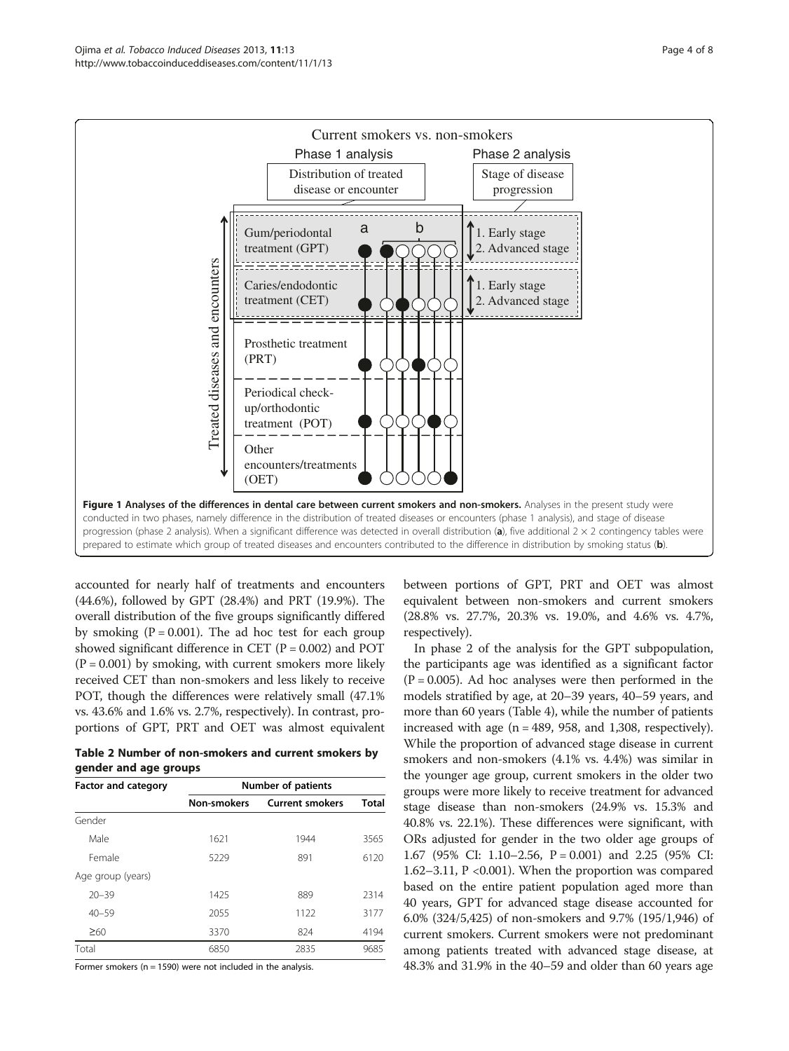**Figure 1 Analyses of the differences in dental care between current smokers and non-smokers.** Analyses in the present study were conducted in two phases, namely difference in the distribution of treated diseases or encounters (phase 1 analysis), and stage of disease progression (phase 2 analysis). When a significant difference was detected in overall distribution (**a**), five additional 2 × 2 contingency tables were prepared to estimate which group of treated diseases and encounters contributed to the difference in distribution by smoking status (**b**).

accounted for nearly half of treatments and encounters (44.6%), followed by GPT (28.4%) and PRT (19.9%). The overall distribution of the five groups significantly differed by smoking (P = 0.001). The ad hoc test for each group showed significant difference in CET (P = 0.002) and POT (P = 0.001) by smoking, with current smokers more likely received CET than non-smokers and less likely to receive POT, though the differences were relatively small (47.1% vs. 43.6% and 1.6% vs. 2.7%, respectively). In contrast, proportions of GPT, PRT and OET was almost equivalent between portions of GPT, PRT and OET was almost equivalent between non-smokers and current smokers (28.8% vs. 27.7%, 20.3% vs. 19.0%, and 4.6% vs. 4.7%, respectively).

**Table 2 Number of non-smokers and current smokers by gender and age groups**

| Factor and category | Number of patients | | |
|---|---|---|---|
| | Non-smokers | Current smokers | Total |
| Gender | | | |
| Male | 1621 | 1944 | 3565 |
| Female | 5229 | 891 | 6120 |
| Age group (years) | | | |
| 20–39 | 1425 | 889 | 2314 |
| 40–59 | 2055 | 1122 | 3177 |
| ≥60 | 3370 | 824 | 4194 |
| Total | 6850 | 2835 | 9685 |

Former smokers (n = 1590) were not included in the analysis.

In phase 2 of the analysis for the GPT subpopulation, the participants age was identified as a significant factor (P = 0.005). Ad hoc analyses were then performed in the models stratified by age, at 20–39 years, 40–59 years, and more than 60 years (Table 4), while the number of patients increased with age (n = 489, 958, and 1,308, respectively). While the proportion of advanced stage disease in current smokers and non-smokers (4.1% vs. 4.4%) was similar in the younger age group, current smokers in the older two groups were more likely to receive treatment for advanced stage disease than non-smokers (24.9% vs. 15.3% and 40.8% vs. 22.1%). These differences were significant, with ORs adjusted for gender in the two older age groups of 1.67 (95% CI: 1.10–2.56, P = 0.001) and 2.25 (95% CI: 1.62–3.11, P <0.001). When the proportion was compared based on the entire patient population aged more than 40 years, GPT for advanced stage disease accounted for 6.0% (324/5,425) of non-smokers and 9.7% (195/1,946) of current smokers. Current smokers were not predominant among patients treated with advanced stage disease, at 48.3% and 31.9% in the 40–59 and older than 60 years age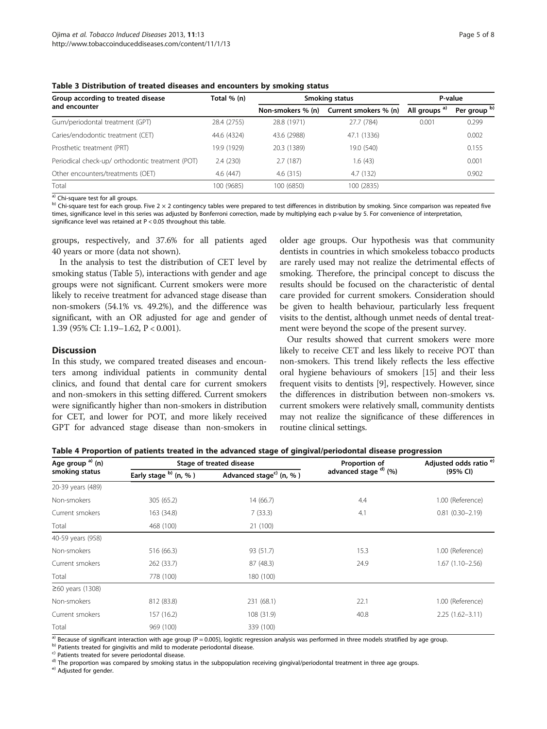**Table 3 Distribution of treated diseases and encounters by smoking status**

| Group according to treated disease and encounter | Total % (n) | Smoking status | | P-value | |
|---|---|---|---|---|---|
| | | Non-smokers % (n) | Current smokers % (n) | All groups [a)] | Per group [b)] |
| Gum/periodontal treatment (GPT) | 28.4 (2755) | 28.8 (1971) | 27.7 (784) | 0.001 | 0.299 |
| Caries/endodontic treatment (CET) | 44.6 (4324) | 43.6 (2988) | 47.1 (1336) | | 0.002 |
| Prosthetic treatment (PRT) | 19.9 (1929) | 20.3 (1389) | 19.0 (540) | | 0.155 |
| Periodical check-up/ orthodontic treatment (POT) | 2.4 (230) | 2.7 (187) | 1.6 (43) | | 0.001 |
| Other encounters/treatments (OET) | 4.6 (447) | 4.6 (315) | 4.7 (132) | | 0.902 |
| Total | 100 (9685) | 100 (6850) | 100 (2835) | | |

a) Chi-square test for all groups.
b) Chi-square test for each group. Five 2 × 2 contingency tables were prepared to test differences in distribution by smoking. Since comparison was repeated five times, significance level in this series was adjusted by Bonferroni correction, made by multiplying each p-value by 5. For convenience of interpretation, significance level was retained at P < 0.05 throughout this table.

groups, respectively, and 37.6% for all patients aged 40 years or more (data not shown).

In the analysis to test the distribution of CET level by smoking status (Table 5), interactions with gender and age groups were not significant. Current smokers were more likely to receive treatment for advanced stage disease than non-smokers (54.1% vs. 49.2%), and the difference was significant, with an OR adjusted for age and gender of 1.39 (95% CI: 1.19–1.62, P < 0.001).

## Discussion

In this study, we compared treated diseases and encounters among individual patients in community dental clinics, and found that dental care for current smokers and non-smokers in this setting differed. Current smokers were significantly higher than non-smokers in distribution for CET, and lower for POT, and more likely received GPT for advanced stage disease than non-smokers in older age groups. Our hypothesis was that community dentists in countries in which smokeless tobacco products are rarely used may not realize the detrimental effects of smoking. Therefore, the principal concept to discuss the results should be focused on the characteristic of dental care provided for current smokers. Consideration should be given to health behaviour, particularly less frequent visits to the dentist, although unmet needs of dental treatment were beyond the scope of the present survey.

Our results showed that current smokers were more likely to receive CET and less likely to receive POT than non-smokers. This trend likely reflects the less effective oral hygiene behaviours of smokers [15] and their less frequent visits to dentists [9], respectively. However, since the differences in distribution between non-smokers vs. current smokers were relatively small, community dentists may not realize the significance of these differences in routine clinical settings.

**Table 4 Proportion of patients treated in the advanced stage of gingival/periodontal disease progression**

| Age group [a)] (n) smoking status | Stage of treated disease | | Proportion of advanced stage [d)] (%) | Adjusted odds ratio [e)] (95% CI) |
|---|---|---|---|---|
| | Early stage [b)] (n, % ) | Advanced stage[c)] (n, % ) | | |
| 20-39 years (489) | | | | |
| Non-smokers | 305 (65.2) | 14 (66.7) | 4.4 | 1.00 (Reference) |
| Current smokers | 163 (34.8) | 7 (33.3) | 4.1 | 0.81 (0.30–2.19) |
| Total | 468 (100) | 21 (100) | | |
| 40-59 years (958) | | | | |
| Non-smokers | 516 (66.3) | 93 (51.7) | 15.3 | 1.00 (Reference) |
| Current smokers | 262 (33.7) | 87 (48.3) | 24.9 | 1.67 (1.10–2.56) |
| Total | 778 (100) | 180 (100) | | |
| ≥60 years (1308) | | | | |
| Non-smokers | 812 (83.8) | 231 (68.1) | 22.1 | 1.00 (Reference) |
| Current smokers | 157 (16.2) | 108 (31.9) | 40.8 | 2.25 (1.62–3.11) |
| Total | 969 (100) | 339 (100) | | |

a) Because of significant interaction with age group (P = 0.005), logistic regression analysis was performed in three models stratified by age group.
b) Patients treated for gingivitis and mild to moderate periodontal disease.
c) Patients treated for severe periodontal disease.
d) The proportion was compared by smoking status in the subpopulation receiving gingival/periodontal treatment in three age groups.
e) Adjusted for gender.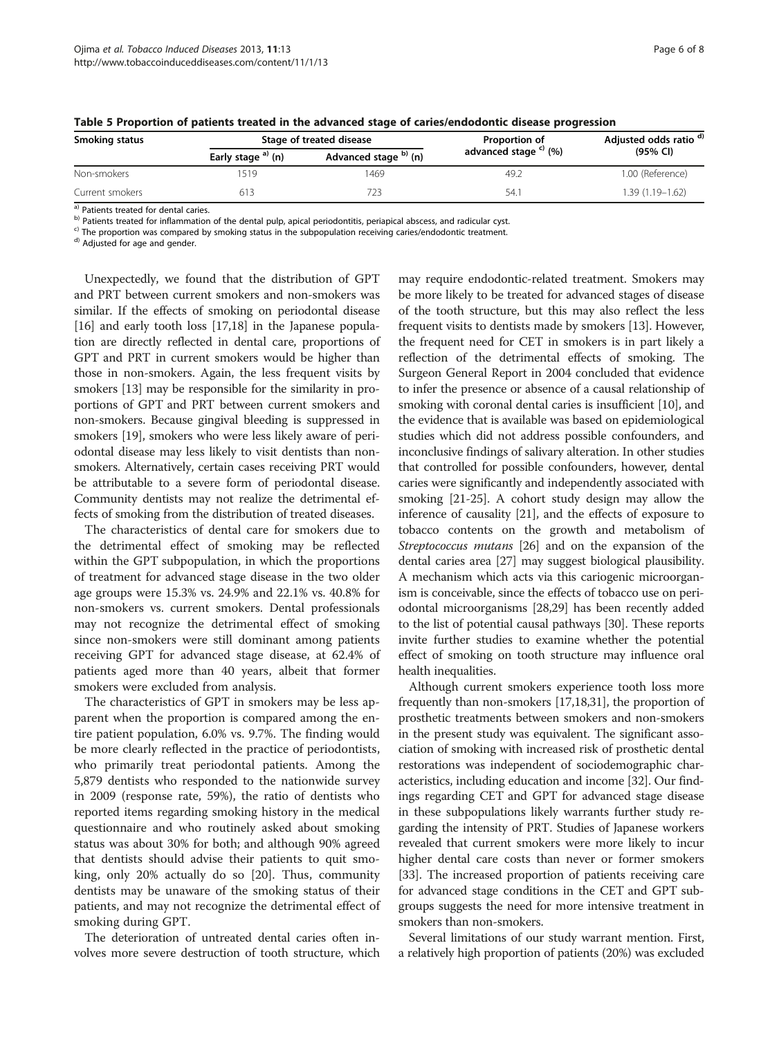**Table 5 Proportion of patients treated in the advanced stage of caries/endodontic disease progression**

| Smoking status | Stage of treated disease | | Proportion of advanced stage [c] (%) | Adjusted odds ratio [d] (95% CI) |
|---|---|---|---|---|
| | Early stage [a] (n) | Advanced stage [b] (n) | | |
| Non-smokers | 1519 | 1469 | 49.2 | 1.00 (Reference) |
| Current smokers | 613 | 723 | 54.1 | 1.39 (1.19–1.62) |

[a] Patients treated for dental caries.
[b] Patients treated for inflammation of the dental pulp, apical periodontitis, periapical abscess, and radicular cyst.
[c] The proportion was compared by smoking status in the subpopulation receiving caries/endodontic treatment.
[d] Adjusted for age and gender.

Unexpectedly, we found that the distribution of GPT and PRT between current smokers and non-smokers was similar. If the effects of smoking on periodontal disease [16] and early tooth loss [17,18] in the Japanese population are directly reflected in dental care, proportions of GPT and PRT in current smokers would be higher than those in non-smokers. Again, the less frequent visits by smokers [13] may be responsible for the similarity in proportions of GPT and PRT between current smokers and non-smokers. Because gingival bleeding is suppressed in smokers [19], smokers who were less likely aware of periodontal disease may less likely to visit dentists than non-smokers. Alternatively, certain cases receiving PRT would be attributable to a severe form of periodontal disease. Community dentists may not realize the detrimental effects of smoking from the distribution of treated diseases.

The characteristics of dental care for smokers due to the detrimental effect of smoking may be reflected within the GPT subpopulation, in which the proportions of treatment for advanced stage disease in the two older age groups were 15.3% vs. 24.9% and 22.1% vs. 40.8% for non-smokers vs. current smokers. Dental professionals may not recognize the detrimental effect of smoking since non-smokers were still dominant among patients receiving GPT for advanced stage disease, at 62.4% of patients aged more than 40 years, albeit that former smokers were excluded from analysis.

The characteristics of GPT in smokers may be less apparent when the proportion is compared among the entire patient population, 6.0% vs. 9.7%. The finding would be more clearly reflected in the practice of periodontists, who primarily treat periodontal patients. Among the 5,879 dentists who responded to the nationwide survey in 2009 (response rate, 59%), the ratio of dentists who reported items regarding smoking history in the medical questionnaire and who routinely asked about smoking status was about 30% for both; and although 90% agreed that dentists should advise their patients to quit smoking, only 20% actually do so [20]. Thus, community dentists may be unaware of the smoking status of their patients, and may not recognize the detrimental effect of smoking during GPT.

The deterioration of untreated dental caries often involves more severe destruction of tooth structure, which may require endodontic-related treatment. Smokers may be more likely to be treated for advanced stages of disease of the tooth structure, but this may also reflect the less frequent visits to dentists made by smokers [13]. However, the frequent need for CET in smokers is in part likely a reflection of the detrimental effects of smoking. The Surgeon General Report in 2004 concluded that evidence to infer the presence or absence of a causal relationship of smoking with coronal dental caries is insufficient [10], and the evidence that is available was based on epidemiological studies which did not address possible confounders, and inconclusive findings of salivary alteration. In other studies that controlled for possible confounders, however, dental caries were significantly and independently associated with smoking [21-25]. A cohort study design may allow the inference of causality [21], and the effects of exposure to tobacco contents on the growth and metabolism of *Streptococcus mutans* [26] and on the expansion of the dental caries area [27] may suggest biological plausibility. A mechanism which acts via this cariogenic microorganism is conceivable, since the effects of tobacco use on periodontal microorganisms [28,29] has been recently added to the list of potential causal pathways [30]. These reports invite further studies to examine whether the potential effect of smoking on tooth structure may influence oral health inequalities.

Although current smokers experience tooth loss more frequently than non-smokers [17,18,31], the proportion of prosthetic treatments between smokers and non-smokers in the present study was equivalent. The significant association of smoking with increased risk of prosthetic dental restorations was independent of sociodemographic characteristics, including education and income [32]. Our findings regarding CET and GPT for advanced stage disease in these subpopulations likely warrants further study regarding the intensity of PRT. Studies of Japanese workers revealed that current smokers were more likely to incur higher dental care costs than never or former smokers [33]. The increased proportion of patients receiving care for advanced stage conditions in the CET and GPT subgroups suggests the need for more intensive treatment in smokers than non-smokers.

Several limitations of our study warrant mention. First, a relatively high proportion of patients (20%) was excluded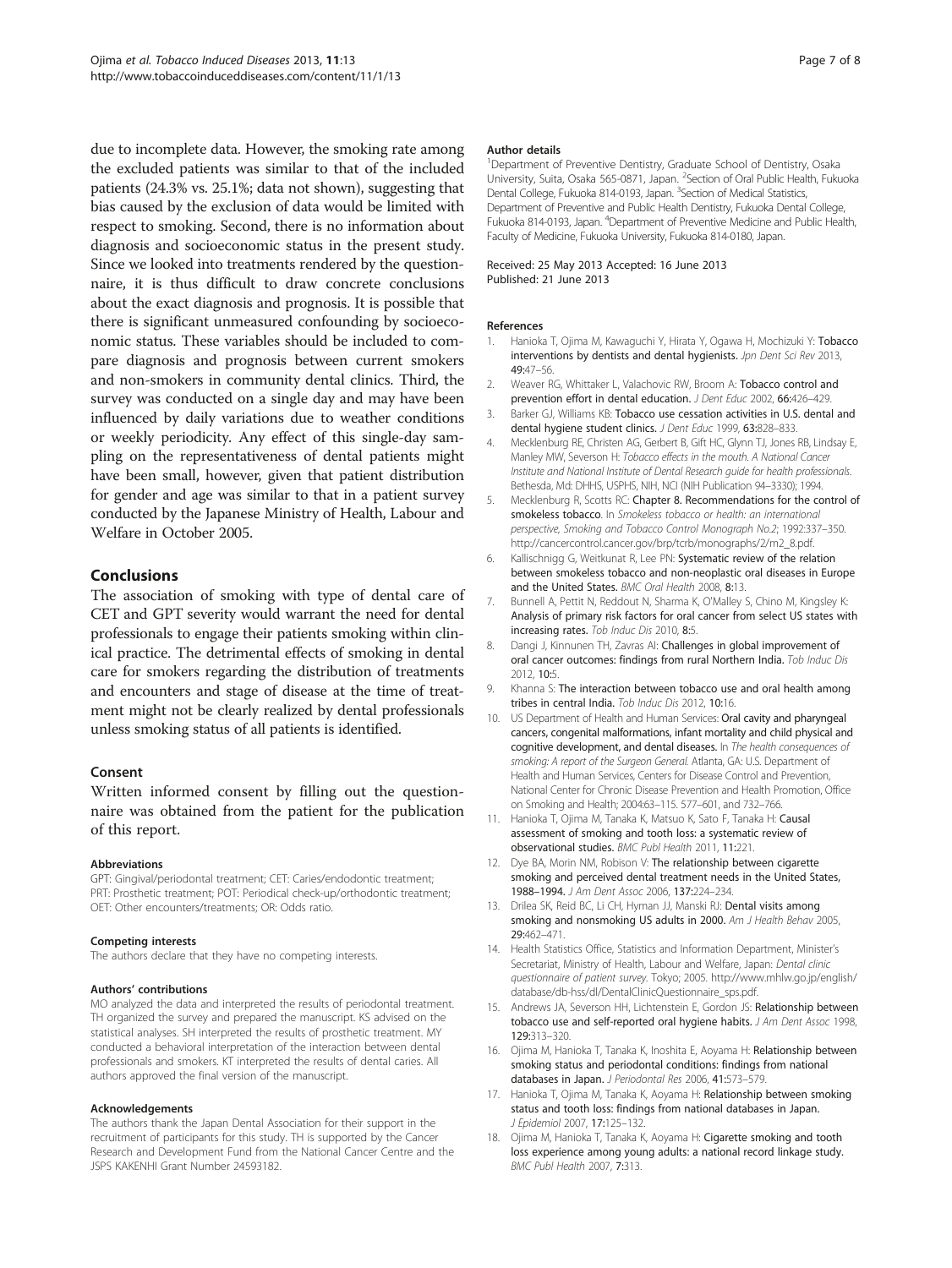due to incomplete data. However, the smoking rate among the excluded patients was similar to that of the included patients (24.3% vs. 25.1%; data not shown), suggesting that bias caused by the exclusion of data would be limited with respect to smoking. Second, there is no information about diagnosis and socioeconomic status in the present study. Since we looked into treatments rendered by the questionnaire, it is thus difficult to draw concrete conclusions about the exact diagnosis and prognosis. It is possible that there is significant unmeasured confounding by socioeconomic status. These variables should be included to compare diagnosis and prognosis between current smokers and non-smokers in community dental clinics. Third, the survey was conducted on a single day and may have been influenced by daily variations due to weather conditions or weekly periodicity. Any effect of this single-day sampling on the representativeness of dental patients might have been small, however, given that patient distribution for gender and age was similar to that in a patient survey conducted by the Japanese Ministry of Health, Labour and Welfare in October 2005.

## Conclusions

The association of smoking with type of dental care of CET and GPT severity would warrant the need for dental professionals to engage their patients smoking within clinical practice. The detrimental effects of smoking in dental care for smokers regarding the distribution of treatments and encounters and stage of disease at the time of treatment might not be clearly realized by dental professionals unless smoking status of all patients is identified.

### Consent

Written informed consent by filling out the questionnaire was obtained from the patient for the publication of this report.

#### Abbreviations

GPT: Gingival/periodontal treatment; CET: Caries/endodontic treatment; PRT: Prosthetic treatment; POT: Periodical check-up/orthodontic treatment; OET: Other encounters/treatments; OR: Odds ratio.

#### Competing interests

The authors declare that they have no competing interests.

#### Authors' contributions

MO analyzed the data and interpreted the results of periodontal treatment. TH organized the survey and prepared the manuscript. KS advised on the statistical analyses. SH interpreted the results of prosthetic treatment. MY conducted a behavioral interpretation of the interaction between dental professionals and smokers. KT interpreted the results of dental caries. All authors approved the final version of the manuscript.

#### Acknowledgements

The authors thank the Japan Dental Association for their support in the recruitment of participants for this study. TH is supported by the Cancer Research and Development Fund from the National Cancer Centre and the JSPS KAKENHI Grant Number 24593182.

#### Author details

[1]Department of Preventive Dentistry, Graduate School of Dentistry, Osaka University, Suita, Osaka 565-0871, Japan. [2]Section of Oral Public Health, Fukuoka Dental College, Fukuoka 814-0193, Japan. [3]Section of Medical Statistics, Department of Preventive and Public Health Dentistry, Fukuoka Dental College, Fukuoka 814-0193, Japan. [4]Department of Preventive Medicine and Public Health, Faculty of Medicine, Fukuoka University, Fukuoka 814-0180, Japan.

Received: 25 May 2013 Accepted: 16 June 2013
Published: 21 June 2013

#### References

1. Hanioka T, Ojima M, Kawaguchi Y, Hirata Y, Ogawa H, Mochizuki Y: **Tobacco interventions by dentists and dental hygienists.** *Jpn Dent Sci Rev* 2013, **49:**47–56.
2. Weaver RG, Whittaker L, Valachovic RW, Broom A: **Tobacco control and prevention effort in dental education.** *J Dent Educ* 2002, **66:**426–429.
3. Barker GJ, Williams KB: **Tobacco use cessation activities in U.S. dental and dental hygiene student clinics.** *J Dent Educ* 1999, **63:**828–833.
4. Mecklenburg RE, Christen AG, Gerbert B, Gift HC, Glynn TJ, Jones RB, Lindsay E, Manley MW, Severson H: *Tobacco effects in the mouth. A National Cancer Institute and National Institute of Dental Research guide for health professionals.* Bethesda, Md: DHHS, USPHS, NIH, NCI (NIH Publication 94–3330); 1994.
5. Mecklenburg R, Scotts RC: **Chapter 8. Recommendations for the control of smokeless tobacco.** In *Smokeless tobacco or health: an international perspective, Smoking and Tobacco Control Monograph No.2*; 1992:337–350. http://cancercontrol.cancer.gov/brp/tcrb/monographs/2/m2_8.pdf.
6. Kallischnigg G, Weitkunat R, Lee PN: **Systematic review of the relation between smokeless tobacco and non-neoplastic oral diseases in Europe and the United States.** *BMC Oral Health* 2008, **8:**13.
7. Bunnell A, Pettit N, Reddout N, Sharma K, O'Malley S, Chino M, Kingsley K: **Analysis of primary risk factors for oral cancer from select US states with increasing rates.** *Tob Induc Dis* 2010, **8:**5.
8. Dangi J, Kinnunen TH, Zavras AI: **Challenges in global improvement of oral cancer outcomes: findings from rural Northern India.** *Tob Induc Dis* 2012, **10:**5.
9. Khanna S: **The interaction between tobacco use and oral health among tribes in central India.** *Tob Induc Dis* 2012, **10:**16.
10. US Department of Health and Human Services: **Oral cavity and pharyngeal cancers, congenital malformations, infant mortality and child physical and cognitive development, and dental diseases.** In *The health consequences of smoking: A report of the Surgeon General.* Atlanta, GA: U.S. Department of Health and Human Services, Centers for Disease Control and Prevention, National Center for Chronic Disease Prevention and Health Promotion, Office on Smoking and Health; 2004:63–115. 577–601, and 732–766.
11. Hanioka T, Ojima M, Tanaka K, Matsuo K, Sato F, Tanaka H: **Causal assessment of smoking and tooth loss: a systematic review of observational studies.** *BMC Publ Health* 2011, **11:**221.
12. Dye BA, Morin NM, Robison V: **The relationship between cigarette smoking and perceived dental treatment needs in the United States, 1988–1994.** *J Am Dent Assoc* 2006, **137:**224–234.
13. Drilea SK, Reid BC, Li CH, Hyman JJ, Manski RJ: **Dental visits among smoking and nonsmoking US adults in 2000.** *Am J Health Behav* 2005, **29:**462–471.
14. Health Statistics Office, Statistics and Information Department, Minister's Secretariat, Ministry of Health, Labour and Welfare, Japan: *Dental clinic questionnaire of patient survey.* Tokyo; 2005. http://www.mhlw.go.jp/english/database/db-hss/dl/DentalClinicQuestionnaire_sps.pdf.
15. Andrews JA, Severson HH, Lichtenstein E, Gordon JS: **Relationship between tobacco use and self-reported oral hygiene habits.** *J Am Dent Assoc* 1998, **129:**313–320.
16. Ojima M, Hanioka T, Tanaka K, Inoshita E, Aoyama H: **Relationship between smoking status and periodontal conditions: findings from national databases in Japan.** *J Periodontal Res* 2006, **41:**573–579.
17. Hanioka T, Ojima M, Tanaka K, Aoyama H: **Relationship between smoking status and tooth loss: findings from national databases in Japan.** *J Epidemiol* 2007, **17:**125–132.
18. Ojima M, Hanioka T, Tanaka K, Aoyama H: **Cigarette smoking and tooth loss experience among young adults: a national record linkage study.** *BMC Publ Health* 2007, **7:**313.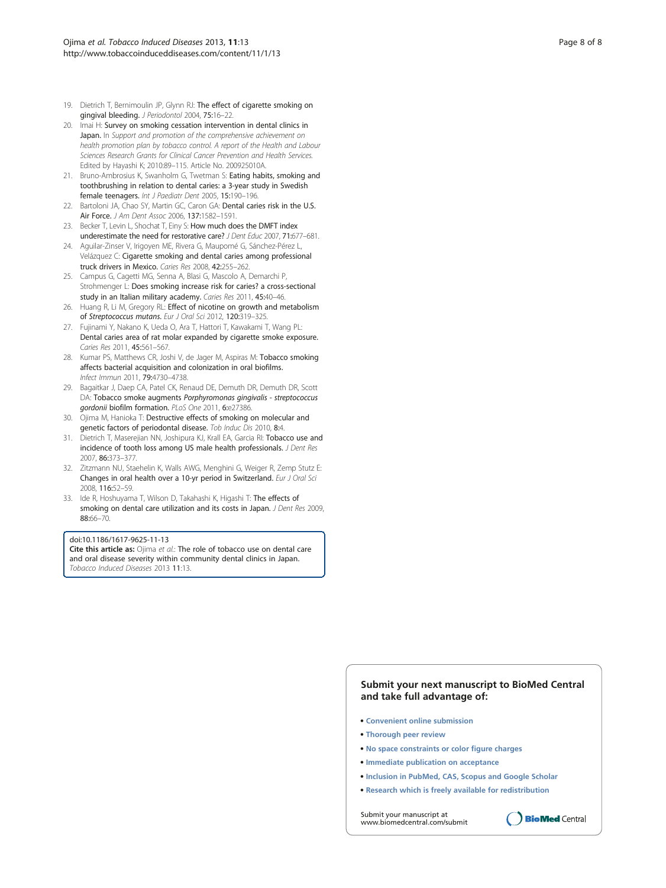19. Dietrich T, Bernimoulin JP, Glynn RJ: **The effect of cigarette smoking on gingival bleeding.** *J Periodontol* 2004, **75:**16–22.
20. Imai H: **Survey on smoking cessation intervention in dental clinics in Japan.** In *Support and promotion of the comprehensive achievement on health promotion plan by tobacco control. A report of the Health and Labour Sciences Research Grants for Clinical Cancer Prevention and Health Services.* Edited by Hayashi K; 2010:89–115. Article No. 200925010A.
21. Bruno-Ambrosius K, Swanholm G, Twetman S: **Eating habits, smoking and toothbrushing in relation to dental caries: a 3-year study in Swedish female teenagers.** *Int J Paediatr Dent* 2005, **15:**190–196.
22. Bartoloni JA, Chao SY, Martin GC, Caron GA: **Dental caries risk in the U.S. Air Force.** *J Am Dent Assoc* 2006, **137:**1582–1591.
23. Becker T, Levin L, Shochat T, Einy S: **How much does the DMFT index underestimate the need for restorative care?** *J Dent Educ* 2007, **71:**677–681.
24. Aguilar-Zinser V, Irigoyen ME, Rivera G, Maupomé G, Sánchez-Pérez L, Velázquez C: **Cigarette smoking and dental caries among professional truck drivers in Mexico.** *Caries Res* 2008, **42:**255–262.
25. Campus G, Cagetti MG, Senna A, Blasi G, Mascolo A, Demarchi P, Strohmenger L: **Does smoking increase risk for caries? a cross-sectional study in an Italian military academy.** *Caries Res* 2011, **45:**40–46.
26. Huang R, Li M, Gregory RL: **Effect of nicotine on growth and metabolism of *Streptococcus mutans*.** *Eur J Oral Sci* 2012, **120:**319–325.
27. Fujinami Y, Nakano K, Ueda O, Ara T, Hattori T, Kawakami T, Wang PL: **Dental caries area of rat molar expanded by cigarette smoke exposure.** *Caries Res* 2011, **45:**561–567.
28. Kumar PS, Matthews CR, Joshi V, de Jager M, Aspiras M: **Tobacco smoking affects bacterial acquisition and colonization in oral biofilms.** *Infect Immun* 2011, **79:**4730–4738.
29. Bagaitkar J, Daep CA, Patel CK, Renaud DE, Demuth DR, Scott DA: **Tobacco smoke augments *Porphyromonas gingivalis* - *streptococcus gordonii* biofilm formation.** *PLoS One* 2011, **6:**e27386.
30. Ojima M, Hanioka T: **Destructive effects of smoking on molecular and genetic factors of periodontal disease.** *Tob Induc Dis* 2010, **8:**4.
31. Dietrich T, Maserejian NN, Joshipura KJ, Krall EA, Garcia RI: **Tobacco use and incidence of tooth loss among US male health professionals.** *J Dent Res* 2007, **86:**373–377.
32. Zitzmann NU, Staehelin K, Walls AWG, Menghini G, Weiger R, Zemp Stutz E: **Changes in oral health over a 10-yr period in Switzerland.** *Eur J Oral Sci* 2008, **116:**52–59.
33. Ide R, Hoshuyama T, Wilson D, Takahashi K, Higashi T: **The effects of smoking on dental care utilization and its costs in Japan.** *J Dent Res* 2009, **88:**66–70.

doi:10.1186/1617-9625-11-13

**Cite this article as:** Ojima *et al.*: The role of tobacco use on dental care and oral disease severity within community dental clinics in Japan. *Tobacco Induced Diseases* 2013 **11:**13.

**Submit your next manuscript to BioMed Central and take full advantage of:**

- **Convenient online submission**
- **Thorough peer review**
- **No space constraints or color figure charges**
- **Immediate publication on acceptance**
- **Inclusion in PubMed, CAS, Scopus and Google Scholar**
- **Research which is freely available for redistribution**

Submit your manuscript at
www.biomedcentral.com/submit

BioMed Central